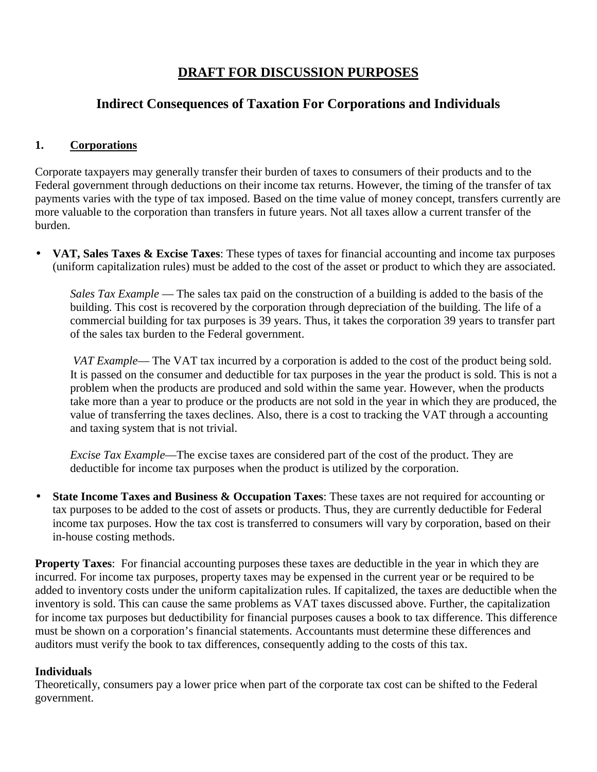# DRAFT FOR DISCUSSION PURPOSES

## Indirect Consequences of Taxation For Corporations and Individuals

### 1. Corporations

Corporate taxpayers may generally transfer their burden of taxes to consumers of their products and to the Federal government through deductions on their income tax returns. However, the timing of the transfer of tax payments varies with the type of tax imposed. Based on the time value of money concept, transfers currently are more valuable to the corporation than transfers in future years. Not all taxes allow a current transfer of the burden.

- **VAT, Sales Taxes & Excise Taxes**: These types of taxes for financial accounting and income tax purposes (uniform capitalization rules) must be added to the cost of the asset or product to which they are associated.

  *Sales Tax Example* — The sales tax paid on the construction of a building is added to the basis of the building. This cost is recovered by the corporation through depreciation of the building. The life of a commercial building for tax purposes is 39 years. Thus, it takes the corporation 39 years to transfer part of the sales tax burden to the Federal government.

  *VAT Example*— The VAT tax incurred by a corporation is added to the cost of the product being sold. It is passed on the consumer and deductible for tax purposes in the year the product is sold. This is not a problem when the products are produced and sold within the same year. However, when the products take more than a year to produce or the products are not sold in the year in which they are produced, the value of transferring the taxes declines. Also, there is a cost to tracking the VAT through a accounting and taxing system that is not trivial.

  *Excise Tax Example*—The excise taxes are considered part of the cost of the product. They are deductible for income tax purposes when the product is utilized by the corporation.

- **State Income Taxes and Business & Occupation Taxes**: These taxes are not required for accounting or tax purposes to be added to the cost of assets or products. Thus, they are currently deductible for Federal income tax purposes. How the tax cost is transferred to consumers will vary by corporation, based on their in-house costing methods.

**Property Taxes**: For financial accounting purposes these taxes are deductible in the year in which they are incurred. For income tax purposes, property taxes may be expensed in the current year or be required to be added to inventory costs under the uniform capitalization rules. If capitalized, the taxes are deductible when the inventory is sold. This can cause the same problems as VAT taxes discussed above. Further, the capitalization for income tax purposes but deductibility for financial purposes causes a book to tax difference. This difference must be shown on a corporation's financial statements. Accountants must determine these differences and auditors must verify the book to tax differences, consequently adding to the costs of this tax.

### Individuals

Theoretically, consumers pay a lower price when part of the corporate tax cost can be shifted to the Federal government.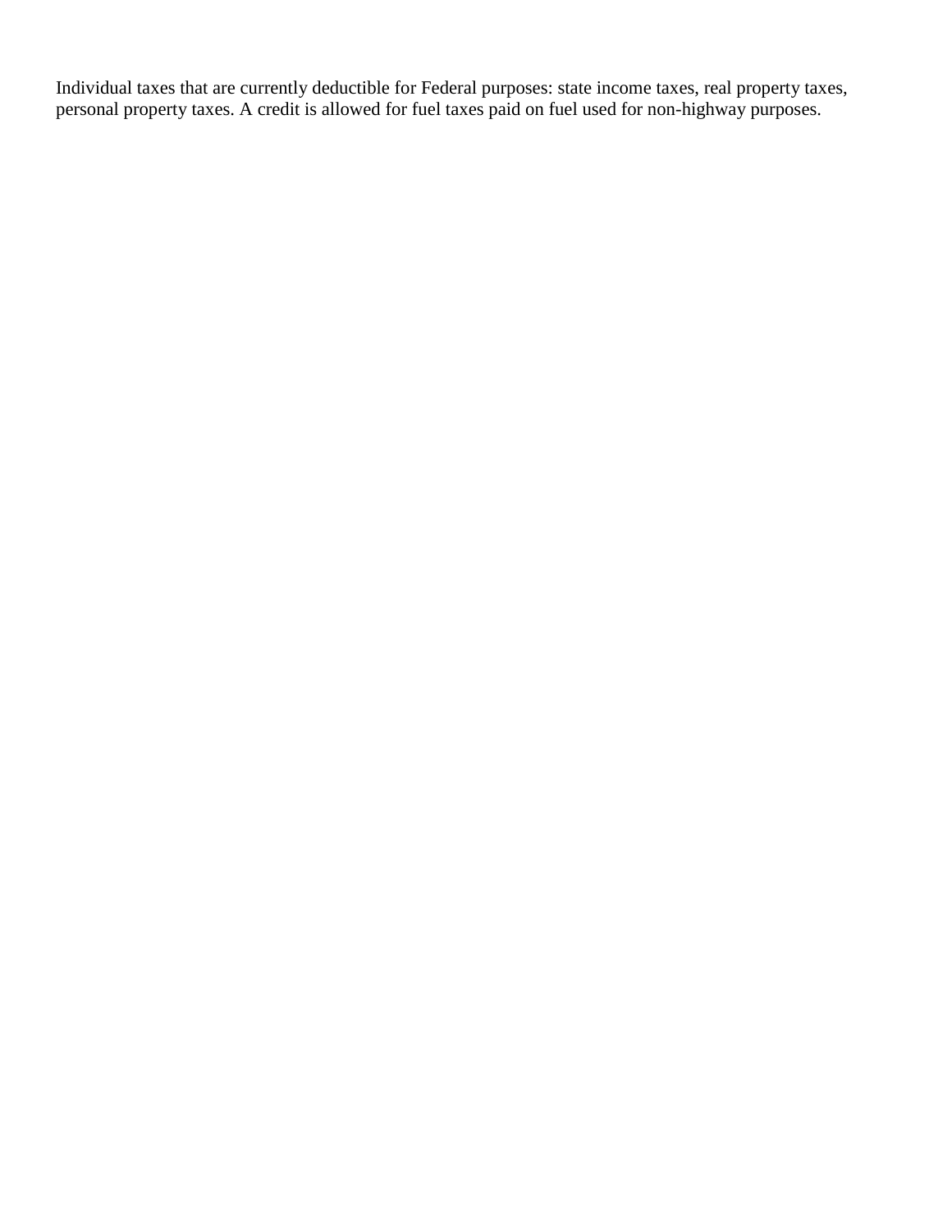Individual taxes that are currently deductible for Federal purposes: state income taxes, real property taxes, personal property taxes. A credit is allowed for fuel taxes paid on fuel used for non-highway purposes.